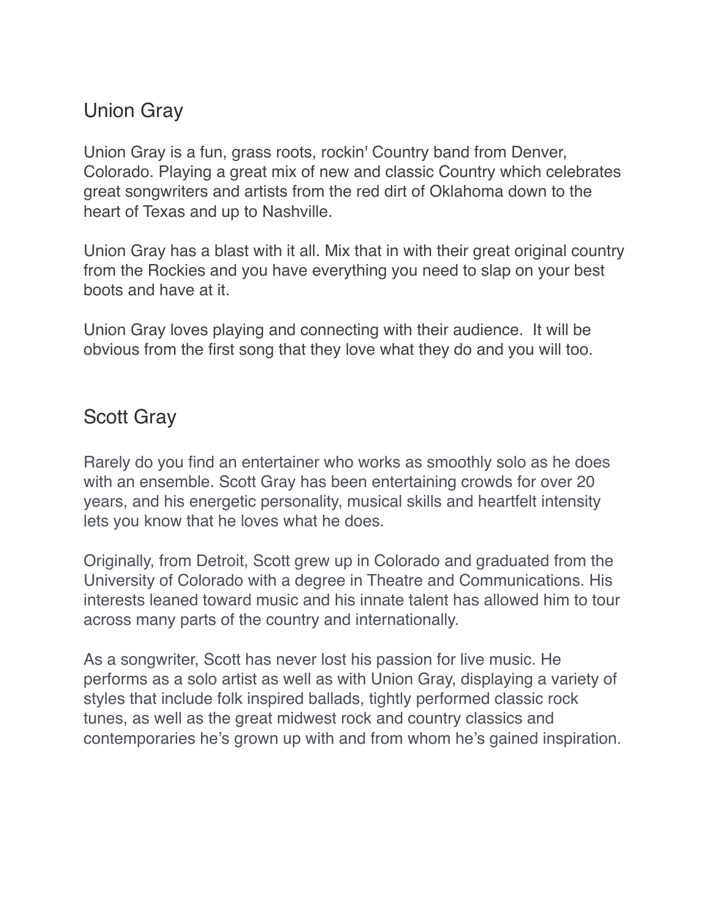## Union Gray

Union Gray is a fun, grass roots, rockin' Country band from Denver, Colorado. Playing a great mix of new and classic Country which celebrates great songwriters and artists from the red dirt of Oklahoma down to the heart of Texas and up to Nashville.

Union Gray has a blast with it all. Mix that in with their great original country from the Rockies and you have everything you need to slap on your best boots and have at it.

Union Gray loves playing and connecting with their audience. It will be obvious from the first song that they love what they do and you will too.

## Scott Gray

Rarely do you find an entertainer who works as smoothly solo as he does with an ensemble. Scott Gray has been entertaining crowds for over 20 years, and his energetic personality, musical skills and heartfelt intensity lets you know that he loves what he does.

Originally, from Detroit, Scott grew up in Colorado and graduated from the University of Colorado with a degree in Theatre and Communications. His interests leaned toward music and his innate talent has allowed him to tour across many parts of the country and internationally.

As a songwriter, Scott has never lost his passion for live music. He performs as a solo artist as well as with Union Gray, displaying a variety of styles that include folk inspired ballads, tightly performed classic rock tunes, as well as the great midwest rock and country classics and contemporaries he's grown up with and from whom he's gained inspiration.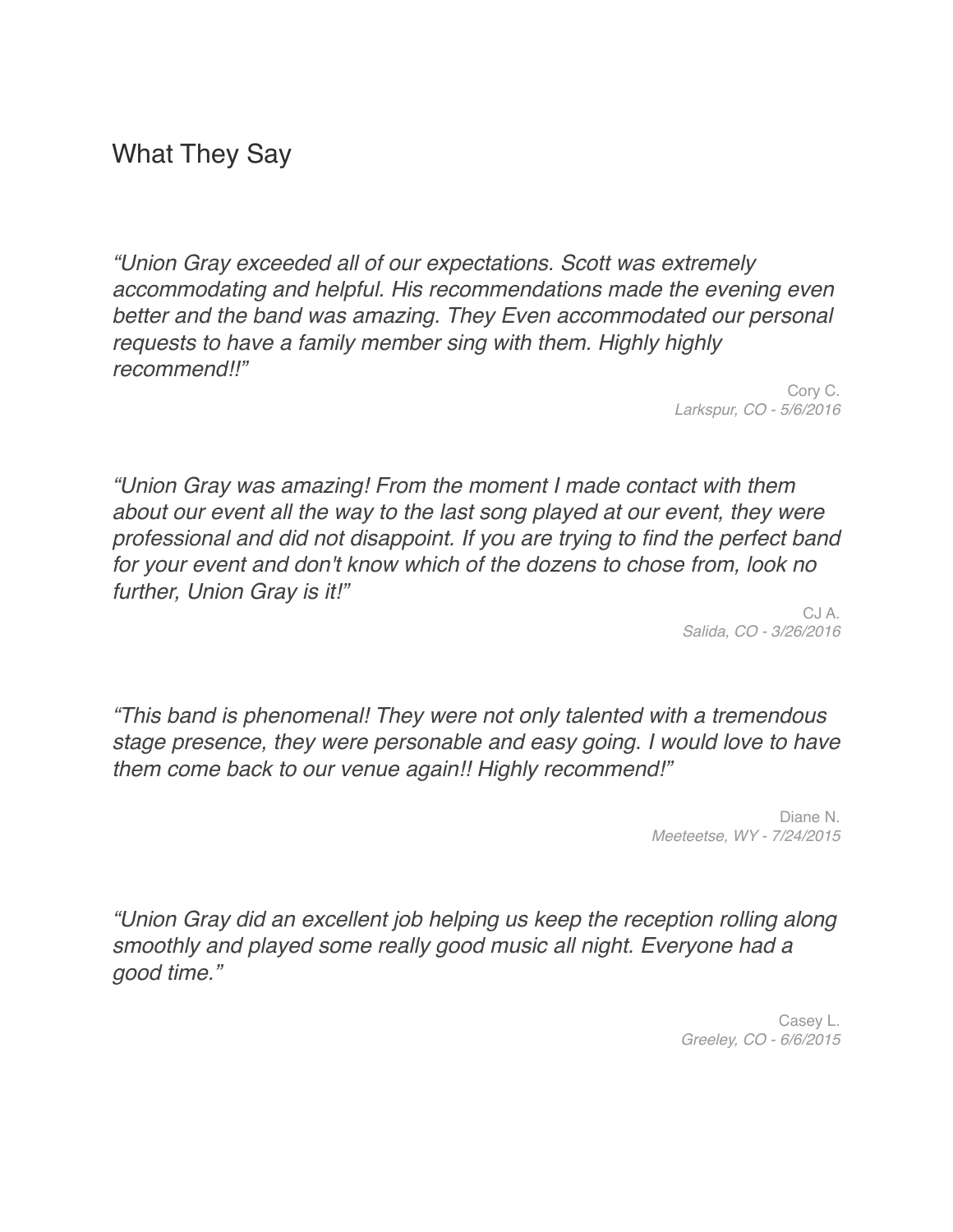# What They Say

*"Union Gray exceeded all of our expectations. Scott was extremely accommodating and helpful. His recommendations made the evening even better and the band was amazing. They Even accommodated our personal requests to have a family member sing with them. Highly highly recommend!!"*

Cory C.
*Larkspur, CO - 5/6/2016*

*"Union Gray was amazing! From the moment I made contact with them about our event all the way to the last song played at our event, they were professional and did not disappoint. If you are trying to find the perfect band for your event and don't know which of the dozens to chose from, look no further, Union Gray is it!"*

CJ A.
*Salida, CO - 3/26/2016*

*"This band is phenomenal! They were not only talented with a tremendous stage presence, they were personable and easy going. I would love to have them come back to our venue again!! Highly recommend!"*

Diane N.
*Meeteetse, WY - 7/24/2015*

*"Union Gray did an excellent job helping us keep the reception rolling along smoothly and played some really good music all night. Everyone had a good time."*

Casey L.
*Greeley, CO - 6/6/2015*